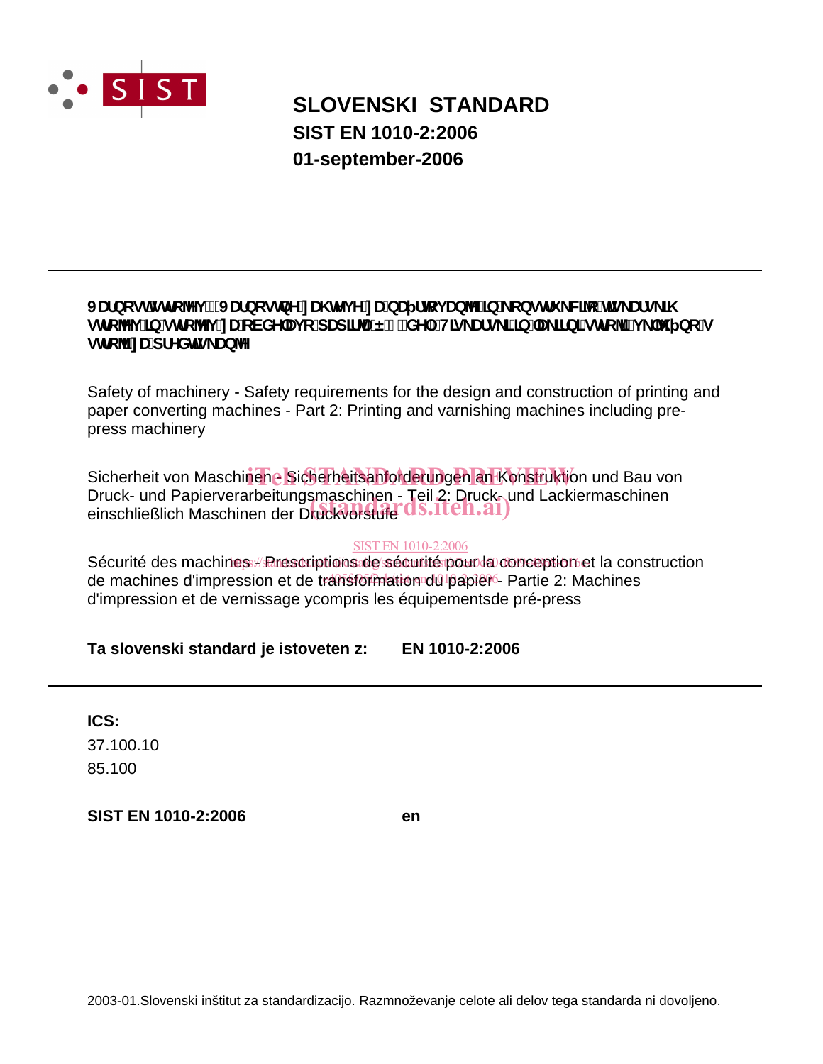# SLOVENSKI STANDARD

## SIST EN 1010-2:2006

## 01-september-2006

**Varnost strojev - Varnostne zahteve za načrtovanje in konstrukcijo tiskarskih strojev in strojev za obdelavo papirja – 2. del: Tiskarski in lakirni stroji, vključno s stroji za predtiskanje**

Safety of machinery - Safety requirements for the design and construction of printing and paper converting machines - Part 2: Printing and varnishing machines including pre-press machinery

Sicherheit von Maschinen - Sicherheitsanforderungen an Konstruktion und Bau von Druck- und Papierverarbeitungsmaschinen - Teil 2: Druck- und Lackiermaschinen einschließlich Maschinen der Druckvorstufe

Sécurité des machines - Prescriptions de sécurité pour la conception et la construction de machines d'impression et de transformation du papier - Partie 2: Machines d'impression et de vernissage ycompris les équipementsde pré-press

**Ta slovenski standard je istoveten z:** **EN 1010-2:2006**

**ICS:**

37.100.10

85.100

**SIST EN 1010-2:2006** **en**

2003-01.Slovenski inštitut za standardizacijo. Razmnoževanje celote ali delov tega standarda ni dovoljeno.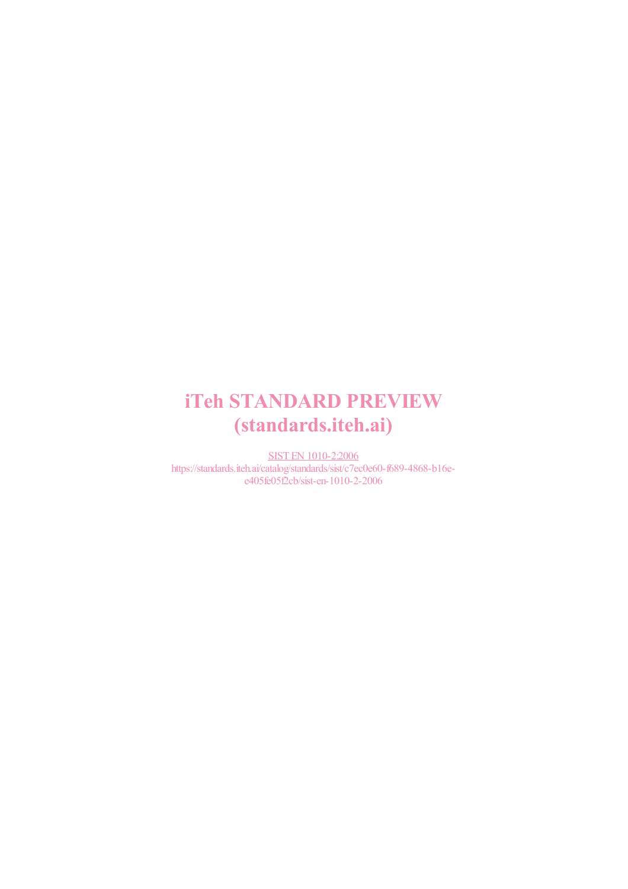# iTeh STANDARD PREVIEW
# (standards.iteh.ai)

SIST EN 1010-2:2006
https://standards.iteh.ai/catalog/standards/sist/c7ec0e60-f689-4868-b16e-e405fe05f2cb/sist-en-1010-2-2006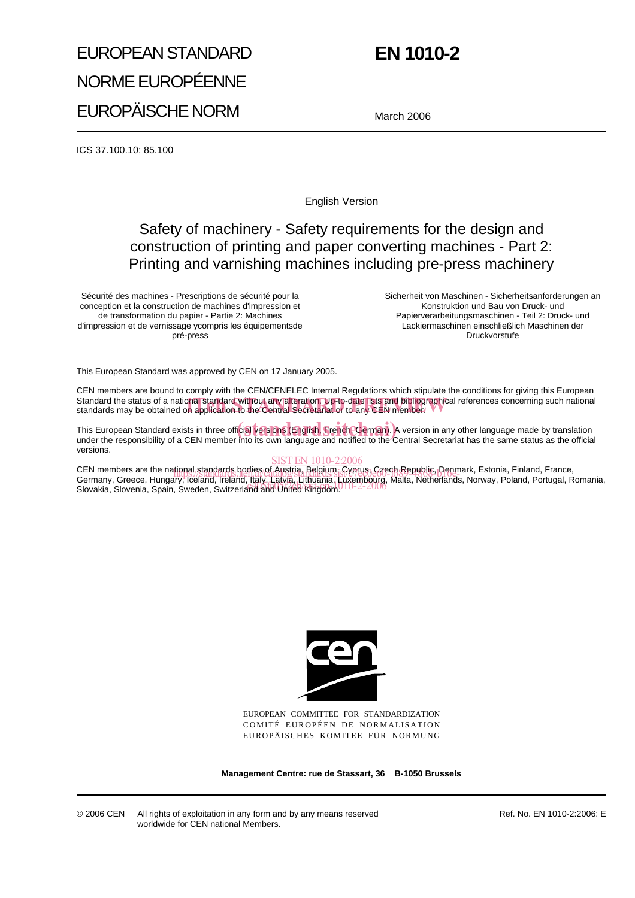# EUROPEAN STANDARD

# NORME EUROPÉENNE

# EUROPÄISCHE NORM

# EN 1010-2

March 2006

ICS 37.100.10; 85.100

English Version

## Safety of machinery - Safety requirements for the design and construction of printing and paper converting machines - Part 2: Printing and varnishing machines including pre-press machinery

Sécurité des machines - Prescriptions de sécurité pour la conception et la construction de machines d'impression et de transformation du papier - Partie 2: Machines d'impression et de vernissage ycompris les équipementsde pré-press

Sicherheit von Maschinen - Sicherheitsanforderungen an Konstruktion und Bau von Druck- und Papierverarbeitungsmaschinen - Teil 2: Druck- und Lackiermaschinen einschließlich Maschinen der Druckvorstufe

This European Standard was approved by CEN on 17 January 2005.

CEN members are bound to comply with the CEN/CENELEC Internal Regulations which stipulate the conditions for giving this European Standard the status of a national standard without any alteration. Up-to-date lists and bibliographical references concerning such national standards may be obtained on application to the Central Secretariat or to any CEN member.

This European Standard exists in three official versions (English, French, German). A version in any other language made by translation under the responsibility of a CEN member into its own language and notified to the Central Secretariat has the same status as the official versions.

CEN members are the national standards bodies of Austria, Belgium, Cyprus, Czech Republic, Denmark, Estonia, Finland, France, Germany, Greece, Hungary, Iceland, Ireland, Italy, Latvia, Lithuania, Luxembourg, Malta, Netherlands, Norway, Poland, Portugal, Romania, Slovakia, Slovenia, Spain, Sweden, Switzerland and United Kingdom.

EUROPEAN COMMITTEE FOR STANDARDIZATION
COMITÉ EUROPÉEN DE NORMALISATION
EUROPÄISCHES KOMITEE FÜR NORMUNG

**Management Centre: rue de Stassart, 36 B-1050 Brussels**

© 2006 CEN All rights of exploitation in any form and by any means reserved worldwide for CEN national Members.

Ref. No. EN 1010-2:2006: E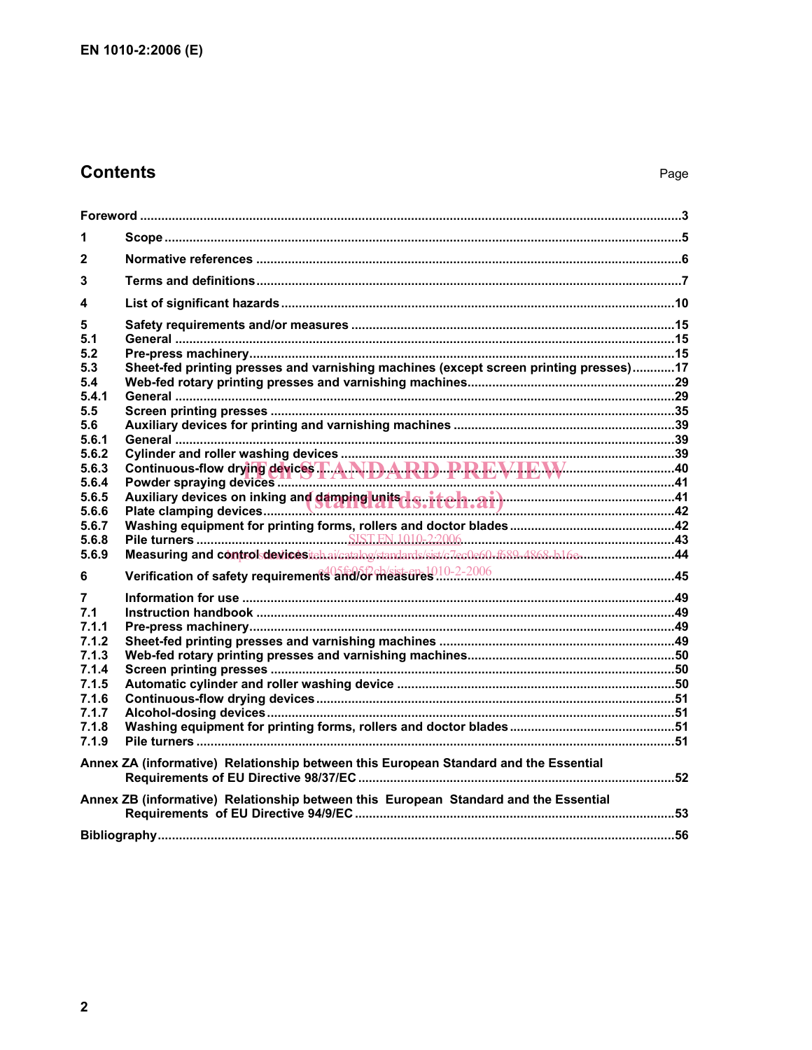# Contents

Page

Foreword .....3

1 Scope .....5

2 Normative references .....6

3 Terms and definitions .....7

4 List of significant hazards .....10

5 Safety requirements and/or measures .....15
5.1 General .....15
5.2 Pre-press machinery .....15
5.3 Sheet-fed printing presses and varnishing machines (except screen printing presses) .....17
5.4 Web-fed rotary printing presses and varnishing machines .....29
5.4.1 General .....29
5.5 Screen printing presses .....35
5.6 Auxiliary devices for printing and varnishing machines .....39
5.6.1 General .....39
5.6.2 Cylinder and roller washing devices .....39
5.6.3 Continuous-flow drying devices .....40
5.6.4 Powder spraying devices .....41
5.6.5 Auxiliary devices on inking and damping units .....41
5.6.6 Plate clamping devices .....42
5.6.7 Washing equipment for printing forms, rollers and doctor blades .....42
5.6.8 Pile turners .....43
5.6.9 Measuring and control devices .....44

6 Verification of safety requirements and/or measures .....45

7 Information for use .....49
7.1 Instruction handbook .....49
7.1.1 Pre-press machinery .....49
7.1.2 Sheet-fed printing presses and varnishing machines .....49
7.1.3 Web-fed rotary printing presses and varnishing machines .....50
7.1.4 Screen printing presses .....50
7.1.5 Automatic cylinder and roller washing device .....50
7.1.6 Continuous-flow drying devices .....51
7.1.7 Alcohol-dosing devices .....51
7.1.8 Washing equipment for printing forms, rollers and doctor blades .....51
7.1.9 Pile turners .....51

Annex ZA (informative) Relationship between this European Standard and the Essential Requirements of EU Directive 98/37/EC .....52

Annex ZB (informative) Relationship between this European Standard and the Essential Requirements of EU Directive 94/9/EC .....53

Bibliography .....56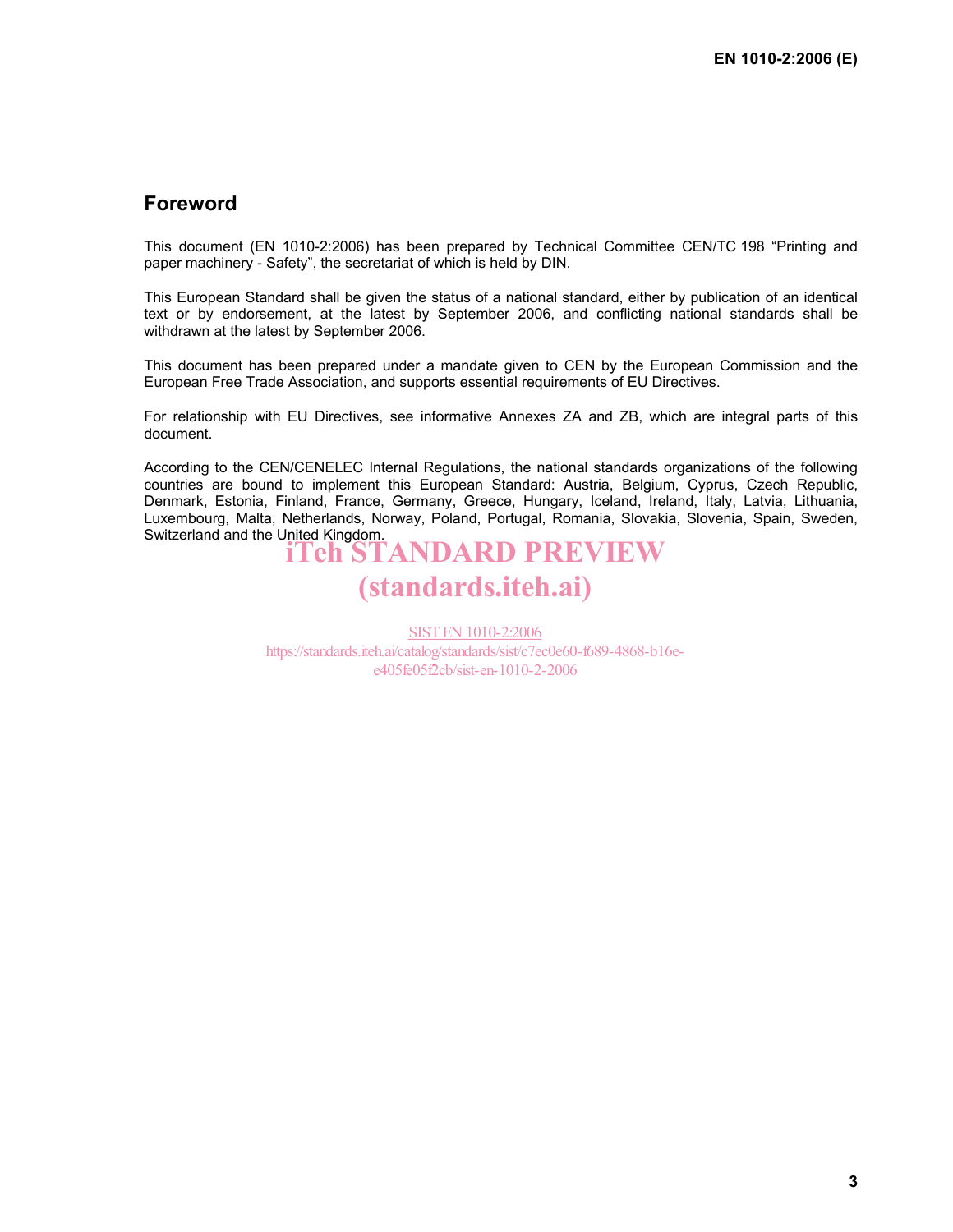## Foreword

This document (EN 1010-2:2006) has been prepared by Technical Committee CEN/TC 198 "Printing and paper machinery - Safety", the secretariat of which is held by DIN.

This European Standard shall be given the status of a national standard, either by publication of an identical text or by endorsement, at the latest by September 2006, and conflicting national standards shall be withdrawn at the latest by September 2006.

This document has been prepared under a mandate given to CEN by the European Commission and the European Free Trade Association, and supports essential requirements of EU Directives.

For relationship with EU Directives, see informative Annexes ZA and ZB, which are integral parts of this document.

According to the CEN/CENELEC Internal Regulations, the national standards organizations of the following countries are bound to implement this European Standard: Austria, Belgium, Cyprus, Czech Republic, Denmark, Estonia, Finland, France, Germany, Greece, Hungary, Iceland, Ireland, Italy, Latvia, Lithuania, Luxembourg, Malta, Netherlands, Norway, Poland, Portugal, Romania, Slovakia, Slovenia, Spain, Sweden, Switzerland and the United Kingdom.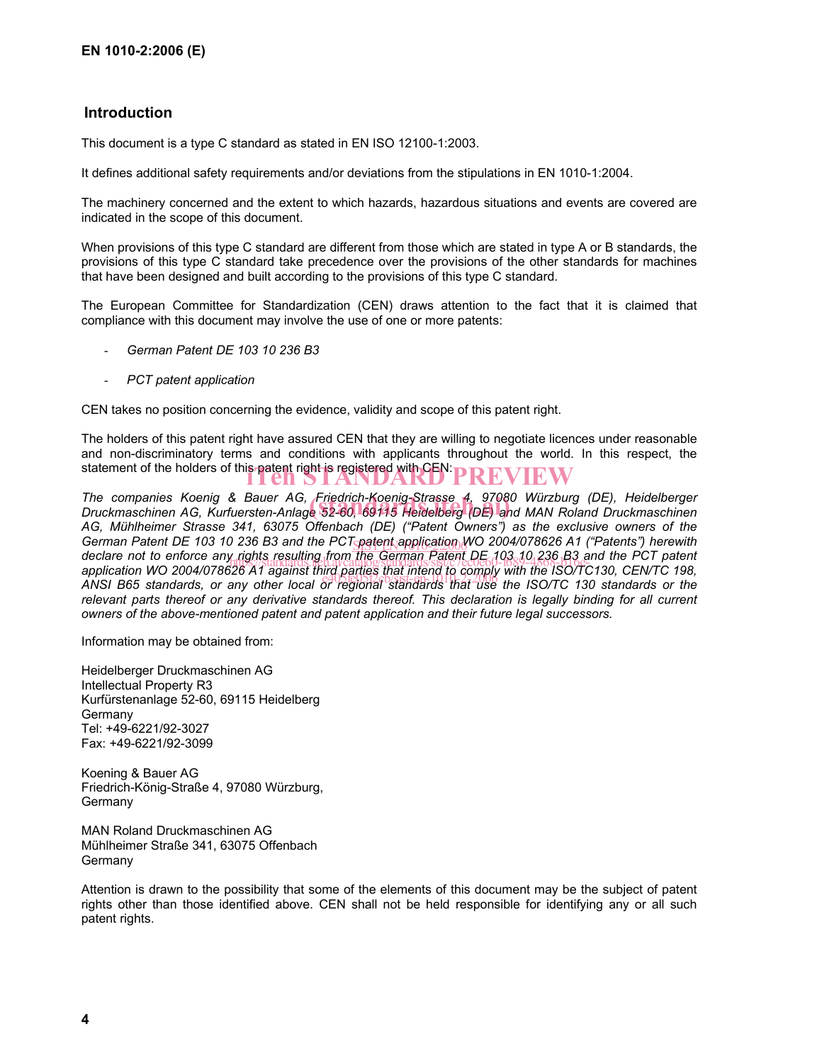## Introduction

This document is a type C standard as stated in EN ISO 12100-1:2003.

It defines additional safety requirements and/or deviations from the stipulations in EN 1010-1:2004.

The machinery concerned and the extent to which hazards, hazardous situations and events are covered are indicated in the scope of this document.

When provisions of this type C standard are different from those which are stated in type A or B standards, the provisions of this type C standard take precedence over the provisions of the other standards for machines that have been designed and built according to the provisions of this type C standard.

The European Committee for Standardization (CEN) draws attention to the fact that it is claimed that compliance with this document may involve the use of one or more patents:

- *German Patent DE 103 10 236 B3*
- *PCT patent application*

CEN takes no position concerning the evidence, validity and scope of this patent right.

The holders of this patent right have assured CEN that they are willing to negotiate licences under reasonable and non-discriminatory terms and conditions with applicants throughout the world. In this respect, the statement of the holders of this patent right is registered with CEN:

*The companies Koenig & Bauer AG, Friedrich-Koenig-Strasse 4, 97080 Würzburg (DE), Heidelberger Druckmaschinen AG, Kurfuersten-Anlage 52-60, 69115 Heidelberg (DE) and MAN Roland Druckmaschinen AG, Mühlheimer Strasse 341, 63075 Offenbach (DE) ("Patent Owners") as the exclusive owners of the German Patent DE 103 10 236 B3 and the PCT patent application WO 2004/078626 A1 ("Patents") herewith declare not to enforce any rights resulting from the German Patent DE 103 10 236 B3 and the PCT patent application WO 2004/078626 A1 against third parties that intend to comply with the ISO/TC130, CEN/TC 198, ANSI B65 standards, or any other local or regional standards that use the ISO/TC 130 standards or the relevant parts thereof or any derivative standards thereof. This declaration is legally binding for all current owners of the above-mentioned patent and patent application and their future legal successors.*

Information may be obtained from:

Heidelberger Druckmaschinen AG
Intellectual Property R3
Kurfürstenanlage 52-60, 69115 Heidelberg
Germany
Tel: +49-6221/92-3027
Fax: +49-6221/92-3099

Koening & Bauer AG
Friedrich-König-Straße 4, 97080 Würzburg,
Germany

MAN Roland Druckmaschinen AG
Mühlheimer Straße 341, 63075 Offenbach
Germany

Attention is drawn to the possibility that some of the elements of this document may be the subject of patent rights other than those identified above. CEN shall not be held responsible for identifying any or all such patent rights.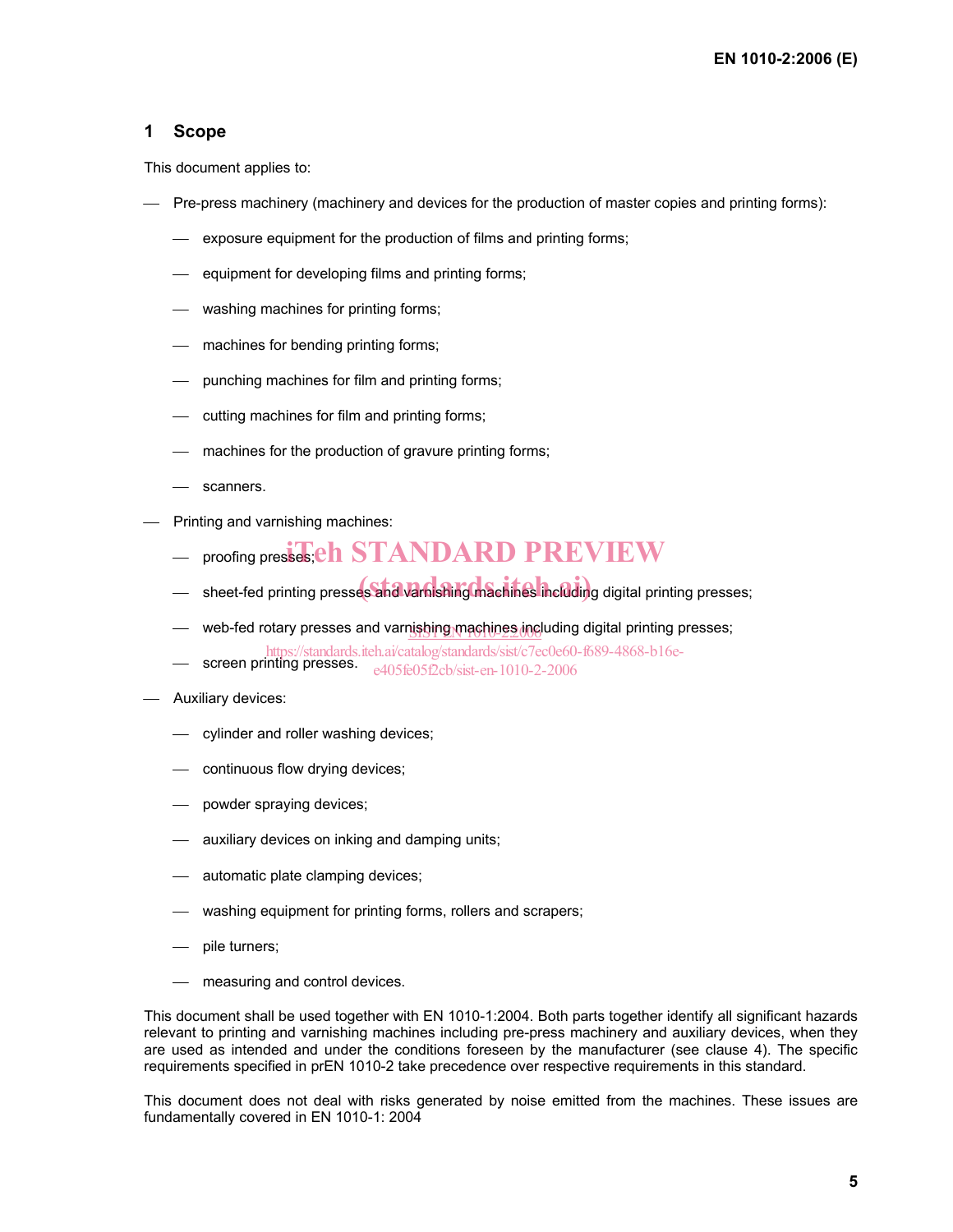## 1 Scope

This document applies to:

- Pre-press machinery (machinery and devices for the production of master copies and printing forms):
  - exposure equipment for the production of films and printing forms;
  - equipment for developing films and printing forms;
  - washing machines for printing forms;
  - machines for bending printing forms;
  - punching machines for film and printing forms;
  - cutting machines for film and printing forms;
  - machines for the production of gravure printing forms;
  - scanners.
- Printing and varnishing machines:
  - proofing presses;
  - sheet-fed printing presses and varnishing machines including digital printing presses;
  - web-fed rotary presses and varnishing machines including digital printing presses;
  - screen printing presses.
- Auxiliary devices:
  - cylinder and roller washing devices;
  - continuous flow drying devices;
  - powder spraying devices;
  - auxiliary devices on inking and damping units;
  - automatic plate clamping devices;
  - washing equipment for printing forms, rollers and scrapers;
  - pile turners;
  - measuring and control devices.

This document shall be used together with EN 1010-1:2004. Both parts together identify all significant hazards relevant to printing and varnishing machines including pre-press machinery and auxiliary devices, when they are used as intended and under the conditions foreseen by the manufacturer (see clause 4). The specific requirements specified in prEN 1010-2 take precedence over respective requirements in this standard.

This document does not deal with risks generated by noise emitted from the machines. These issues are fundamentally covered in EN 1010-1: 2004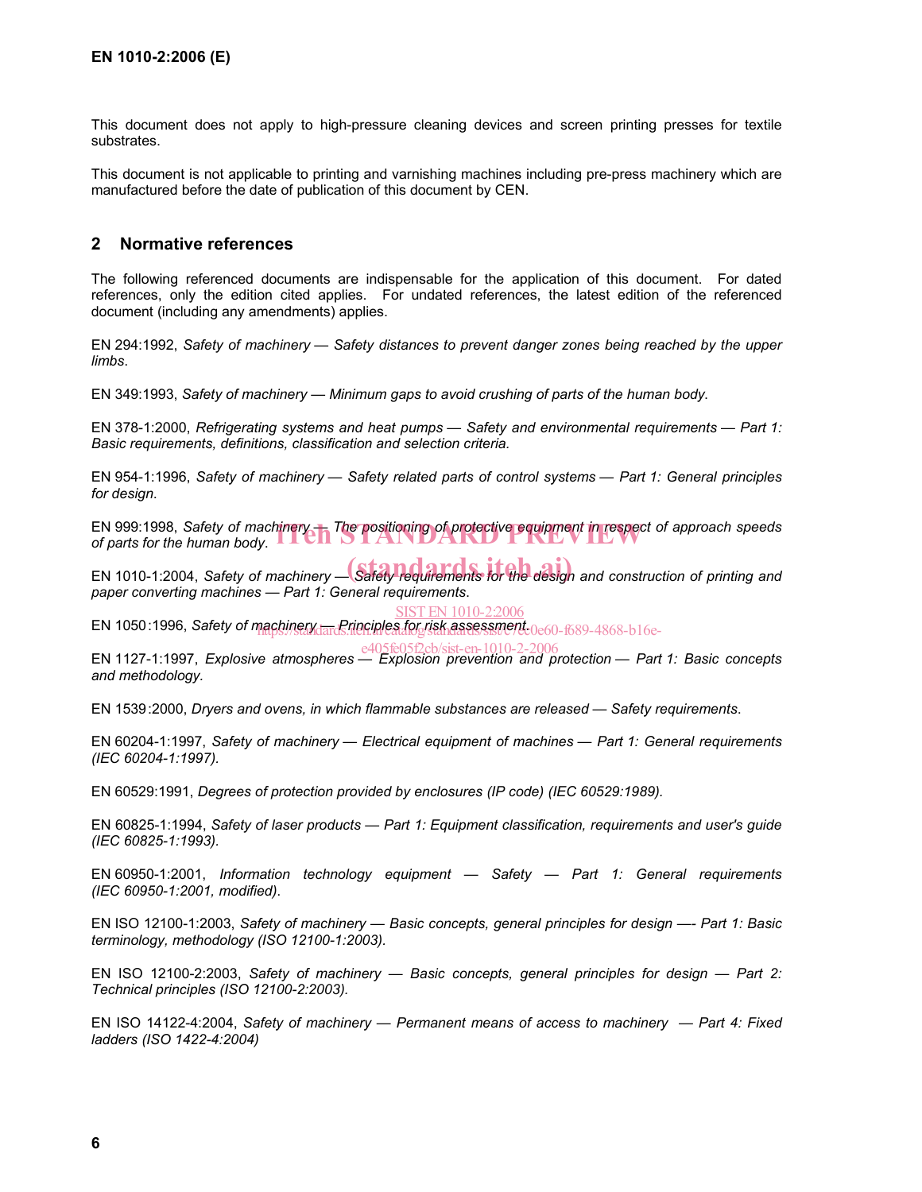This document does not apply to high-pressure cleaning devices and screen printing presses for textile substrates.

This document is not applicable to printing and varnishing machines including pre-press machinery which are manufactured before the date of publication of this document by CEN.

## 2 Normative references

The following referenced documents are indispensable for the application of this document. For dated references, only the edition cited applies. For undated references, the latest edition of the referenced document (including any amendments) applies.

EN 294:1992, *Safety of machinery — Safety distances to prevent danger zones being reached by the upper limbs*.

EN 349:1993, *Safety of machinery — Minimum gaps to avoid crushing of parts of the human body*.

EN 378-1:2000, *Refrigerating systems and heat pumps — Safety and environmental requirements — Part 1: Basic requirements, definitions, classification and selection criteria.*

EN 954-1:1996, *Safety of machinery — Safety related parts of control systems — Part 1: General principles for design*.

EN 999:1998, *Safety of machinery — The positioning of protective equipment in respect of approach speeds of parts for the human body*.

EN 1010-1:2004, *Safety of machinery — Safety requirements for the design and construction of printing and paper converting machines — Part 1: General requirements*.

EN 1050:1996, *Safety of machinery — Principles for risk assessment*.

EN 1127-1:1997, *Explosive atmospheres — Explosion prevention and protection — Part 1: Basic concepts and methodology.*

EN 1539:2000, *Dryers and ovens, in which flammable substances are released — Safety requirements*.

EN 60204-1:1997, *Safety of machinery — Electrical equipment of machines — Part 1: General requirements (IEC 60204-1:1997).*

EN 60529:1991, *Degrees of protection provided by enclosures (IP code) (IEC 60529:1989).*

EN 60825-1:1994, *Safety of laser products — Part 1: Equipment classification, requirements and user's guide (IEC 60825-1:1993).*

EN 60950-1:2001, *Information technology equipment — Safety — Part 1: General requirements (IEC 60950-1:2001, modified)*.

EN ISO 12100-1:2003, *Safety of machinery — Basic concepts, general principles for design —- Part 1: Basic terminology, methodology (ISO 12100-1:2003).*

EN ISO 12100-2:2003, *Safety of machinery — Basic concepts, general principles for design — Part 2: Technical principles (ISO 12100-2:2003).*

EN ISO 14122-4:2004, *Safety of machinery — Permanent means of access to machinery — Part 4: Fixed ladders (ISO 1422-4:2004)*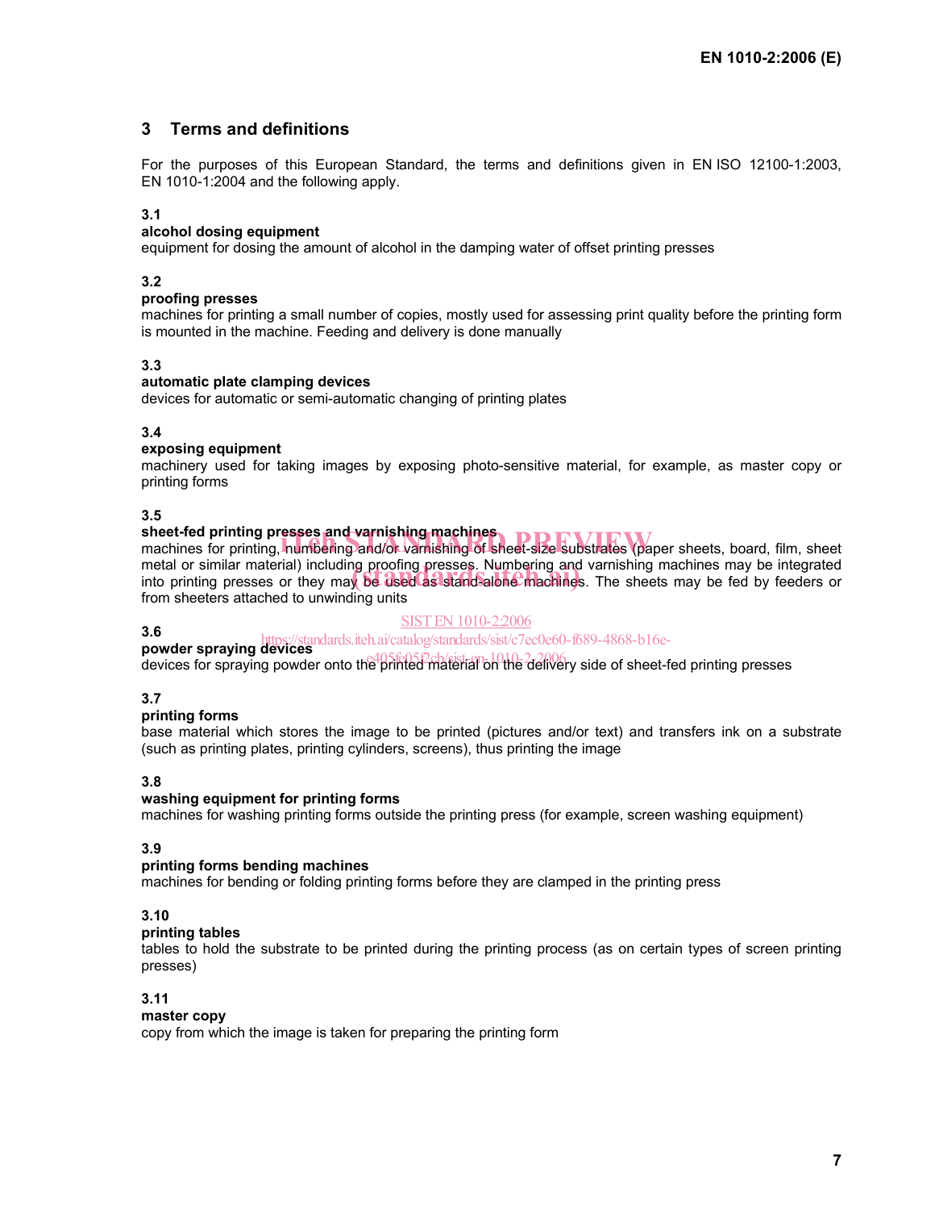## 3 Terms and definitions

For the purposes of this European Standard, the terms and definitions given in EN ISO 12100-1:2003, EN 1010-1:2004 and the following apply.

**3.1**

**alcohol dosing equipment**

equipment for dosing the amount of alcohol in the damping water of offset printing presses

**3.2**

**proofing presses**

machines for printing a small number of copies, mostly used for assessing print quality before the printing form is mounted in the machine. Feeding and delivery is done manually

**3.3**

**automatic plate clamping devices**

devices for automatic or semi-automatic changing of printing plates

**3.4**

**exposing equipment**

machinery used for taking images by exposing photo-sensitive material, for example, as master copy or printing forms

**3.5**

**sheet-fed printing presses and varnishing machines**

machines for printing, numbering and/or varnishing of sheet-size substrates (paper sheets, board, film, sheet metal or similar material) including proofing presses. Numbering and varnishing machines may be integrated into printing presses or they may be used as stand-alone machines. The sheets may be fed by feeders or from sheeters attached to unwinding units

**3.6**

**powder spraying devices**

devices for spraying powder onto the printed material on the delivery side of sheet-fed printing presses

**3.7**

**printing forms**

base material which stores the image to be printed (pictures and/or text) and transfers ink on a substrate (such as printing plates, printing cylinders, screens), thus printing the image

**3.8**

**washing equipment for printing forms**

machines for washing printing forms outside the printing press (for example, screen washing equipment)

**3.9**

**printing forms bending machines**

machines for bending or folding printing forms before they are clamped in the printing press

**3.10**

**printing tables**

tables to hold the substrate to be printed during the printing process (as on certain types of screen printing presses)

**3.11**

**master copy**

copy from which the image is taken for preparing the printing form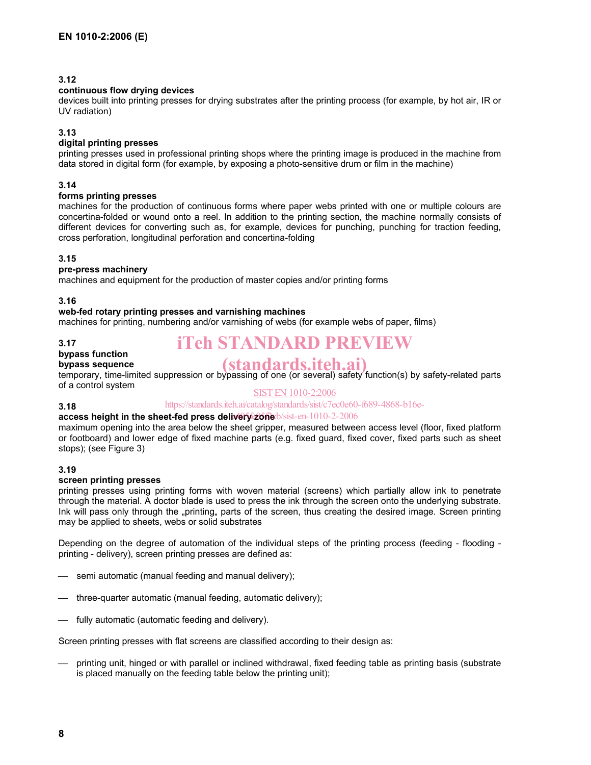**3.12**

**continuous flow drying devices**

devices built into printing presses for drying substrates after the printing process (for example, by hot air, IR or UV radiation)

**3.13**

**digital printing presses**

printing presses used in professional printing shops where the printing image is produced in the machine from data stored in digital form (for example, by exposing a photo-sensitive drum or film in the machine)

**3.14**

**forms printing presses**

machines for the production of continuous forms where paper webs printed with one or multiple colours are concertina-folded or wound onto a reel. In addition to the printing section, the machine normally consists of different devices for converting such as, for example, devices for punching, punching for traction feeding, cross perforation, longitudinal perforation and concertina-folding

**3.15**

**pre-press machinery**

machines and equipment for the production of master copies and/or printing forms

**3.16**

**web-fed rotary printing presses and varnishing machines**

machines for printing, numbering and/or varnishing of webs (for example webs of paper, films)

**3.17**

**bypass function**

**bypass sequence**

temporary, time-limited suppression or bypassing of one (or several) safety function(s) by safety-related parts of a control system

**3.18**

**access height in the sheet-fed press delivery zone**

maximum opening into the area below the sheet gripper, measured between access level (floor, fixed platform or footboard) and lower edge of fixed machine parts (e.g. fixed guard, fixed cover, fixed parts such as sheet stops); (see Figure 3)

**3.19**

**screen printing presses**

printing presses using printing forms with woven material (screens) which partially allow ink to penetrate through the material. A doctor blade is used to press the ink through the screen onto the underlying substrate. Ink will pass only through the „printing„ parts of the screen, thus creating the desired image. Screen printing may be applied to sheets, webs or solid substrates

Depending on the degree of automation of the individual steps of the printing process (feeding - flooding - printing - delivery), screen printing presses are defined as:

- semi automatic (manual feeding and manual delivery);
- three-quarter automatic (manual feeding, automatic delivery);
- fully automatic (automatic feeding and delivery).

Screen printing presses with flat screens are classified according to their design as:

- printing unit, hinged or with parallel or inclined withdrawal, fixed feeding table as printing basis (substrate is placed manually on the feeding table below the printing unit);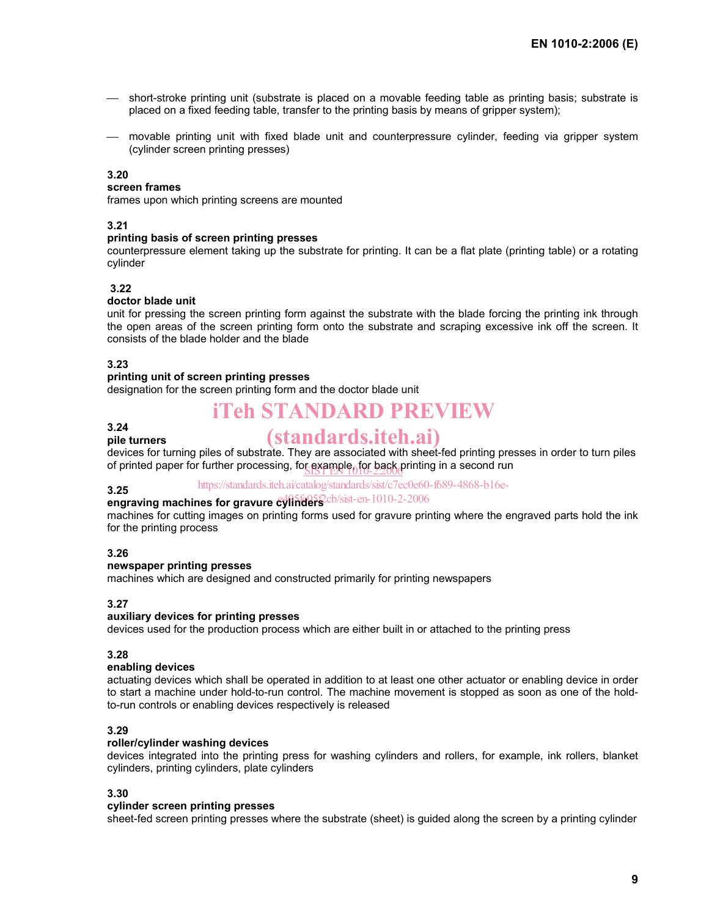- short-stroke printing unit (substrate is placed on a movable feeding table as printing basis; substrate is placed on a fixed feeding table, transfer to the printing basis by means of gripper system);
- movable printing unit with fixed blade unit and counterpressure cylinder, feeding via gripper system (cylinder screen printing presses)

**3.20**
**screen frames**
frames upon which printing screens are mounted

**3.21**
**printing basis of screen printing presses**
counterpressure element taking up the substrate for printing. It can be a flat plate (printing table) or a rotating cylinder

**3.22**
**doctor blade unit**
unit for pressing the screen printing form against the substrate with the blade forcing the printing ink through the open areas of the screen printing form onto the substrate and scraping excessive ink off the screen. It consists of the blade holder and the blade

**3.23**
**printing unit of screen printing presses**
designation for the screen printing form and the doctor blade unit

**3.24**
**pile turners**
devices for turning piles of substrate. They are associated with sheet-fed printing presses in order to turn piles of printed paper for further processing, for example, for back printing in a second run

**3.25**
**engraving machines for gravure cylinders**
machines for cutting images on printing forms used for gravure printing where the engraved parts hold the ink for the printing process

**3.26**
**newspaper printing presses**
machines which are designed and constructed primarily for printing newspapers

**3.27**
**auxiliary devices for printing presses**
devices used for the production process which are either built in or attached to the printing press

**3.28**
**enabling devices**
actuating devices which shall be operated in addition to at least one other actuator or enabling device in order to start a machine under hold-to-run control. The machine movement is stopped as soon as one of the hold-to-run controls or enabling devices respectively is released

**3.29**
**roller/cylinder washing devices**
devices integrated into the printing press for washing cylinders and rollers, for example, ink rollers, blanket cylinders, printing cylinders, plate cylinders

**3.30**
**cylinder screen printing presses**
sheet-fed screen printing presses where the substrate (sheet) is guided along the screen by a printing cylinder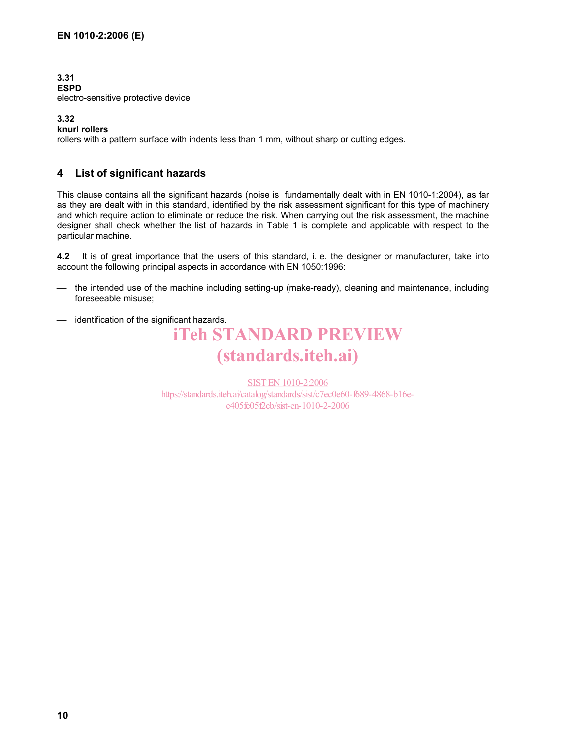**3.31**
**ESPD**
electro-sensitive protective device

**3.32**
**knurl rollers**
rollers with a pattern surface with indents less than 1 mm, without sharp or cutting edges.

## 4 List of significant hazards

This clause contains all the significant hazards (noise is fundamentally dealt with in EN 1010-1:2004), as far as they are dealt with in this standard, identified by the risk assessment significant for this type of machinery and which require action to eliminate or reduce the risk. When carrying out the risk assessment, the machine designer shall check whether the list of hazards in Table 1 is complete and applicable with respect to the particular machine.

**4.2** It is of great importance that the users of this standard, i. e. the designer or manufacturer, take into account the following principal aspects in accordance with EN 1050:1996:

— the intended use of the machine including setting-up (make-ready), cleaning and maintenance, including foreseeable misuse;

— identification of the significant hazards.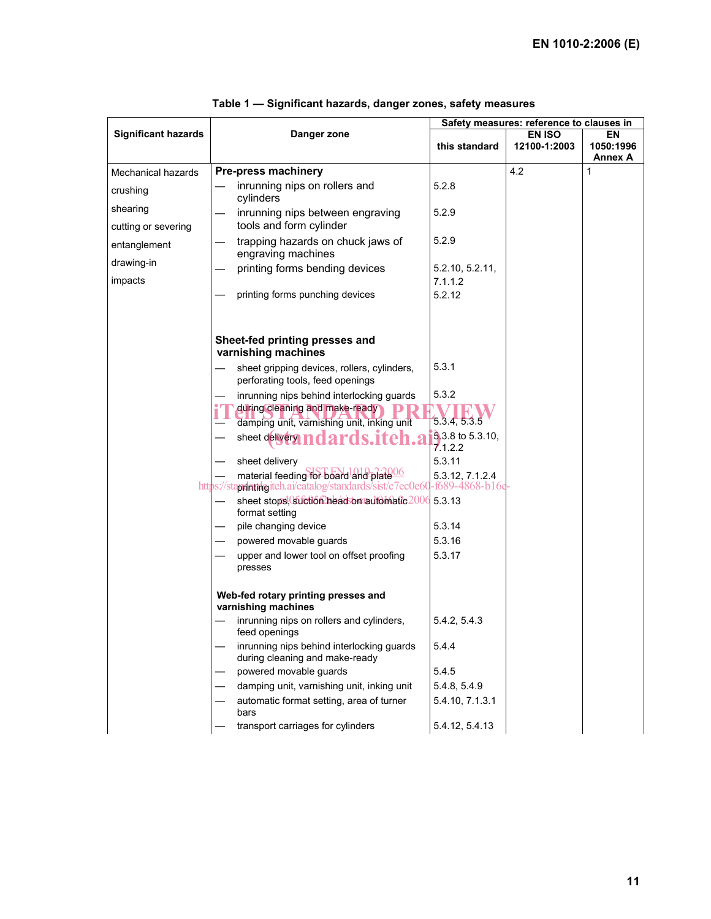**Table 1 — Significant hazards, danger zones, safety measures**

| Significant hazards | Danger zone | Safety measures: reference to clauses in | | |
|---|---|---|---|---|
| | | this standard | EN ISO 12100-1:2003 | EN 1050:1996 Annex A |
| Mechanical hazards | **Pre-press machinery** | | 4.2 | 1 |
| crushing | — inrunning nips on rollers and cylinders | 5.2.8 | | |
| shearing | — inrunning nips between engraving tools and form cylinder | 5.2.9 | | |
| cutting or severing | — trapping hazards on chuck jaws of engraving machines | 5.2.9 | | |
| entanglement | — printing forms bending devices | 5.2.10, 5.2.11, 7.1.1.2 | | |
| drawing-in | — printing forms punching devices | 5.2.12 | | |
| impacts | | | | |
| | **Sheet-fed printing presses and varnishing machines** | | | |
| | — sheet gripping devices, rollers, cylinders, perforating tools, feed openings | 5.3.1 | | |
| | — inrunning nips behind interlocking guards during cleaning and make-ready | 5.3.2 | | |
| | — damping unit, varnishing unit, inking unit | 5.3.4, 5.3.5 | | |
| | — sheet delivery | 5.3.8 to 5.3.10, 7.1.2.2 | | |
| | — sheet delivery | 5.3.11 | | |
| | — material feeding for board and plate printing | 5.3.12, 7.1.2.4 | | |
| | — sheet stops, suction head on automatic format setting | 5.3.13 | | |
| | — pile changing device | 5.3.14 | | |
| | — powered movable guards | 5.3.16 | | |
| | — upper and lower tool on offset proofing presses | 5.3.17 | | |
| | **Web-fed rotary printing presses and varnishing machines** | | | |
| | — inrunning nips on rollers and cylinders, feed openings | 5.4.2, 5.4.3 | | |
| | — inrunning nips behind interlocking guards during cleaning and make-ready | 5.4.4 | | |
| | — powered movable guards | 5.4.5 | | |
| | — damping unit, varnishing unit, inking unit | 5.4.8, 5.4.9 | | |
| | — automatic format setting, area of turner bars | 5.4.10, 7.1.3.1 | | |
| | — transport carriages for cylinders | 5.4.12, 5.4.13 | | |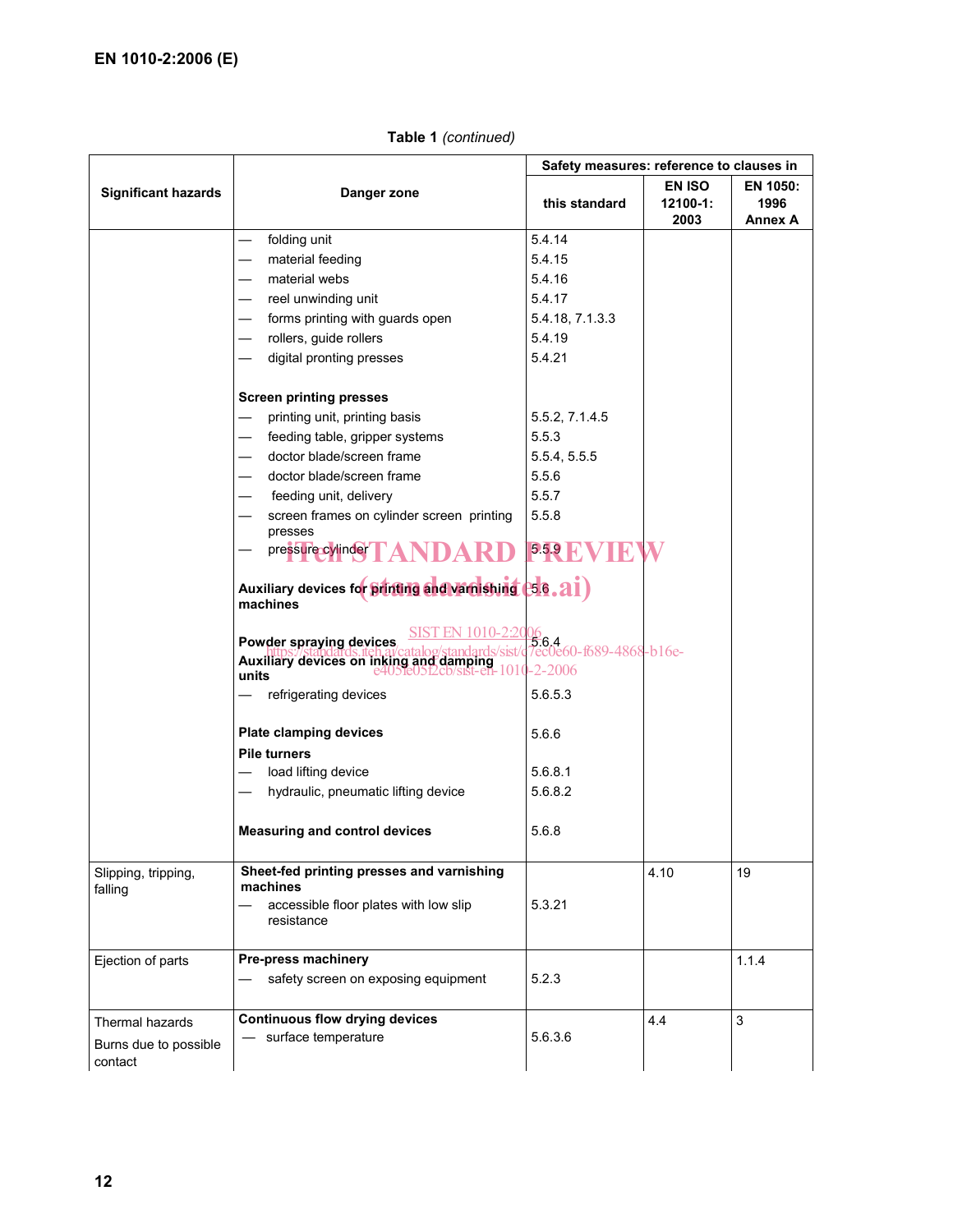**Table 1** *(continued)*

| Significant hazards | Danger zone | Safety measures: reference to clauses in | | |
|---|---|---|---|---|
| | | this standard | EN ISO 12100-1: 2003 | EN 1050: 1996 Annex A |
| | — folding unit | 5.4.14 | | |
| | — material feeding | 5.4.15 | | |
| | — material webs | 5.4.16 | | |
| | — reel unwinding unit | 5.4.17 | | |
| | — forms printing with guards open | 5.4.18, 7.1.3.3 | | |
| | — rollers, guide rollers | 5.4.19 | | |
| | — digital pronting presses | 5.4.21 | | |
| | **Screen printing presses** | | | |
| | — printing unit, printing basis | 5.5.2, 7.1.4.5 | | |
| | — feeding table, gripper systems | 5.5.3 | | |
| | — doctor blade/screen frame | 5.5.4, 5.5.5 | | |
| | — doctor blade/screen frame | 5.5.6 | | |
| | — feeding unit, delivery | 5.5.7 | | |
| | — screen frames on cylinder screen printing presses | 5.5.8 | | |
| | — pressure cylinder | 5.5.9 | | |
| | **Auxiliary devices for printing and varnishing machines** | 5.6 | | |
| | **Powder spraying devices** | 5.6.4 | | |
| | **Auxiliary devices on inking and damping units** | | | |
| | — refrigerating devices | 5.6.5.3 | | |
| | **Plate clamping devices** | 5.6.6 | | |
| | **Pile turners** | | | |
| | — load lifting device | 5.6.8.1 | | |
| | — hydraulic, pneumatic lifting device | 5.6.8.2 | | |
| | **Measuring and control devices** | 5.6.8 | | |
| Slipping, tripping, falling | **Sheet-fed printing presses and varnishing machines** | | 4.10 | 19 |
| | — accessible floor plates with low slip resistance | 5.3.21 | | |
| Ejection of parts | **Pre-press machinery** | | | 1.1.4 |
| | — safety screen on exposing equipment | 5.2.3 | | |
| Thermal hazards<br>Burns due to possible contact | **Continuous flow drying devices** | | 4.4 | 3 |
| | — surface temperature | 5.6.3.6 | | |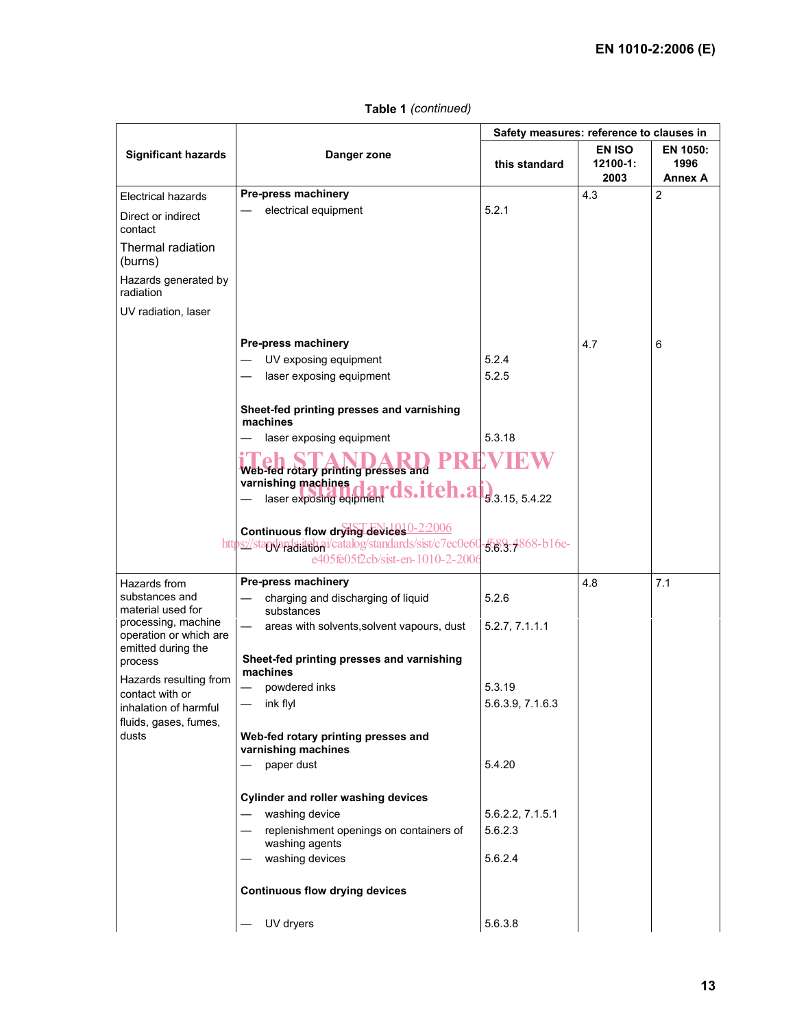**Table 1** *(continued)*

| Significant hazards | Danger zone | Safety measures: reference to clauses in | | |
|---|---|---|---|---|
| | | this standard | EN ISO 12100-1: 2003 | EN 1050: 1996 Annex A |
| Electrical hazards<br>Direct or indirect contact<br>Thermal radiation (burns)<br>Hazards generated by radiation<br>UV radiation, laser | **Pre-press machinery** | | 4.3 | 2 |
| | — electrical equipment | 5.2.1 | | |
| | **Pre-press machinery** | | 4.7 | 6 |
| | — UV exposing equipment | 5.2.4 | | |
| | — laser exposing equipment | 5.2.5 | | |
| | **Sheet-fed printing presses and varnishing machines** | | | |
| | — laser exposing equipment | 5.3.18 | | |
| | **Web-fed rotary printing presses and varnishing machines** | | | |
| | — laser exposing eqipment | 5.3.15, 5.4.22 | | |
| | **Continuous flow drying devices** | | | |
| | — UV radiation | 5.6.3.7 | | |
| Hazards from substances and material used for processing, machine operation or which are emitted during the process<br>Hazards resulting from contact with or inhalation of harmful fluids, gases, fumes, dusts | **Pre-press machinery** | | 4.8 | 7.1 |
| | — charging and discharging of liquid substances | 5.2.6 | | |
| | — areas with solvents,solvent vapours, dust | 5.2.7, 7.1.1.1 | | |
| | **Sheet-fed printing presses and varnishing machines** | | | |
| | — powdered inks | 5.3.19 | | |
| | — ink flyl | 5.6.3.9, 7.1.6.3 | | |
| | **Web-fed rotary printing presses and varnishing machines** | | | |
| | — paper dust | 5.4.20 | | |
| | **Cylinder and roller washing devices** | | | |
| | — washing device | 5.6.2.2, 7.1.5.1 | | |
| | — replenishment openings on containers of washing agents | 5.6.2.3 | | |
| | — washing devices | 5.6.2.4 | | |
| | **Continuous flow drying devices** | | | |
| | — UV dryers | 5.6.3.8 | | |